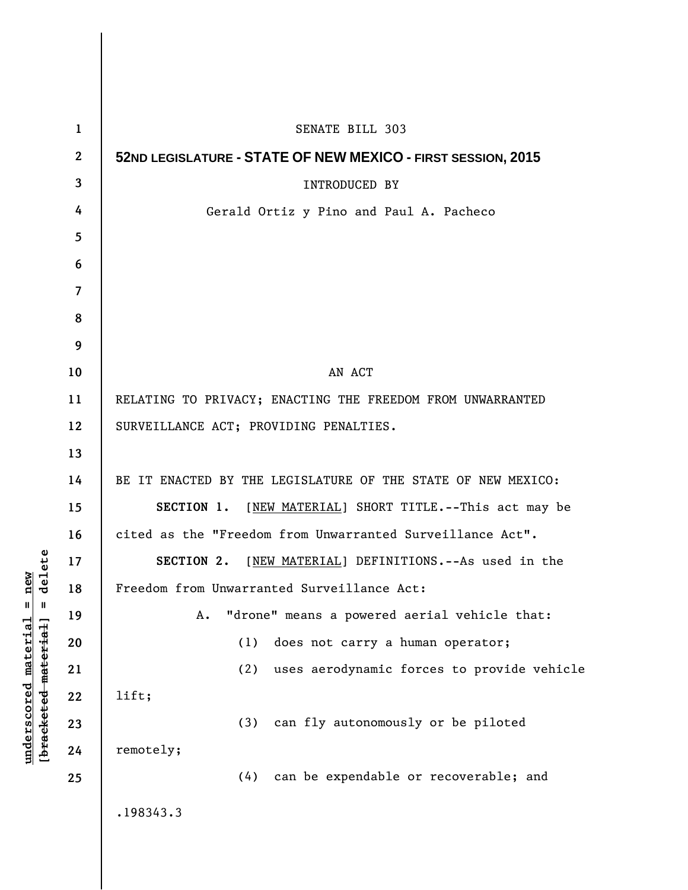SENATE BILL 303

**52ND LEGISLATURE - STATE OF NEW MEXICO - FIRST SESSION, 2015**

INTRODUCED BY

Gerald Ortiz y Pino and Paul A. Pacheco

AN ACT

RELATING TO PRIVACY; ENACTING THE FREEDOM FROM UNWARRANTED SURVEILLANCE ACT; PROVIDING PENALTIES.

BE IT ENACTED BY THE LEGISLATURE OF THE STATE OF NEW MEXICO:

**SECTION 1.** [NEW MATERIAL] SHORT TITLE.--This act may be cited as the "Freedom from Unwarranted Surveillance Act".

**SECTION 2.** [NEW MATERIAL] DEFINITIONS.--As used in the Freedom from Unwarranted Surveillance Act:

A. "drone" means a powered aerial vehicle that:

(1) does not carry a human operator;

(2) uses aerodynamic forces to provide vehicle lift;

(3) can fly autonomously or be piloted remotely;

(4) can be expendable or recoverable; and

.198343.3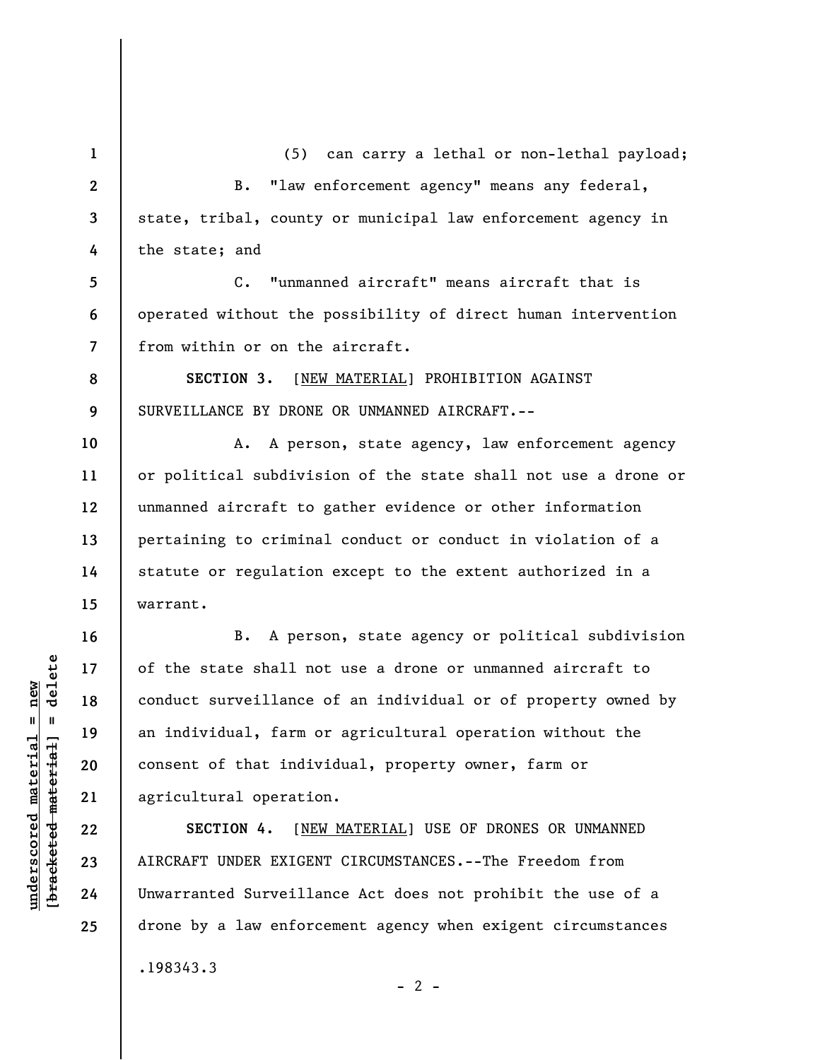(5) can carry a lethal or non-lethal payload;

B. "law enforcement agency" means any federal, state, tribal, county or municipal law enforcement agency in the state; and

C. "unmanned aircraft" means aircraft that is operated without the possibility of direct human intervention from within or on the aircraft.

**SECTION 3.** [NEW MATERIAL] PROHIBITION AGAINST SURVEILLANCE BY DRONE OR UNMANNED AIRCRAFT.--

A. A person, state agency, law enforcement agency or political subdivision of the state shall not use a drone or unmanned aircraft to gather evidence or other information pertaining to criminal conduct or conduct in violation of a statute or regulation except to the extent authorized in a warrant.

B. A person, state agency or political subdivision of the state shall not use a drone or unmanned aircraft to conduct surveillance of an individual or of property owned by an individual, farm or agricultural operation without the consent of that individual, property owner, farm or agricultural operation.

**SECTION 4.** [NEW MATERIAL] USE OF DRONES OR UNMANNED AIRCRAFT UNDER EXIGENT CIRCUMSTANCES.--The Freedom from Unwarranted Surveillance Act does not prohibit the use of a drone by a law enforcement agency when exigent circumstances

.198343.3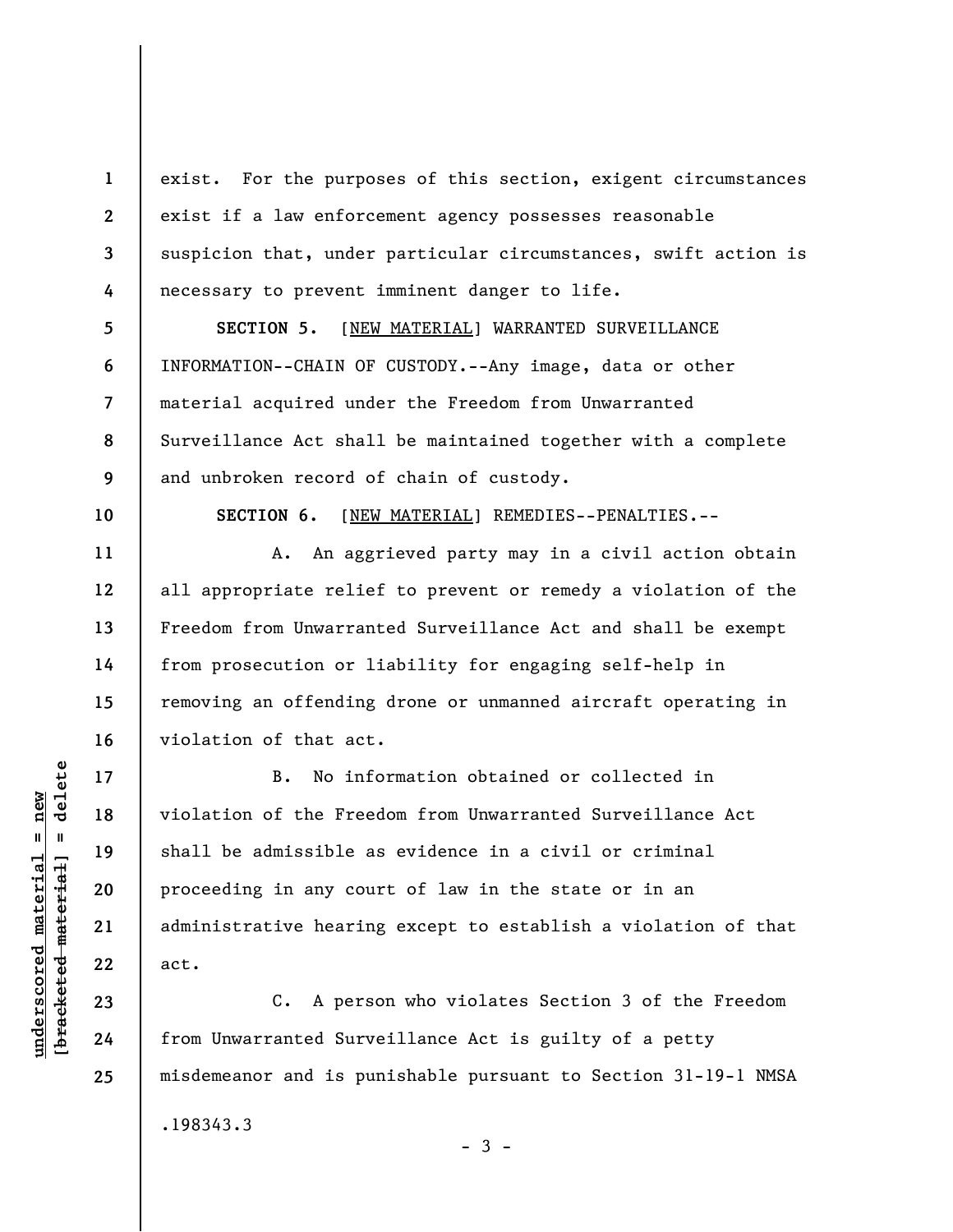exist. For the purposes of this section, exigent circumstances exist if a law enforcement agency possesses reasonable suspicion that, under particular circumstances, swift action is necessary to prevent imminent danger to life.

**SECTION 5.** [NEW MATERIAL] WARRANTED SURVEILLANCE INFORMATION--CHAIN OF CUSTODY.--Any image, data or other material acquired under the Freedom from Unwarranted Surveillance Act shall be maintained together with a complete and unbroken record of chain of custody.

**SECTION 6.** [NEW MATERIAL] REMEDIES--PENALTIES.--

A. An aggrieved party may in a civil action obtain all appropriate relief to prevent or remedy a violation of the Freedom from Unwarranted Surveillance Act and shall be exempt from prosecution or liability for engaging self-help in removing an offending drone or unmanned aircraft operating in violation of that act.

B. No information obtained or collected in violation of the Freedom from Unwarranted Surveillance Act shall be admissible as evidence in a civil or criminal proceeding in any court of law in the state or in an administrative hearing except to establish a violation of that act.

C. A person who violates Section 3 of the Freedom from Unwarranted Surveillance Act is guilty of a petty misdemeanor and is punishable pursuant to Section 31-19-1 NMSA

.198343.3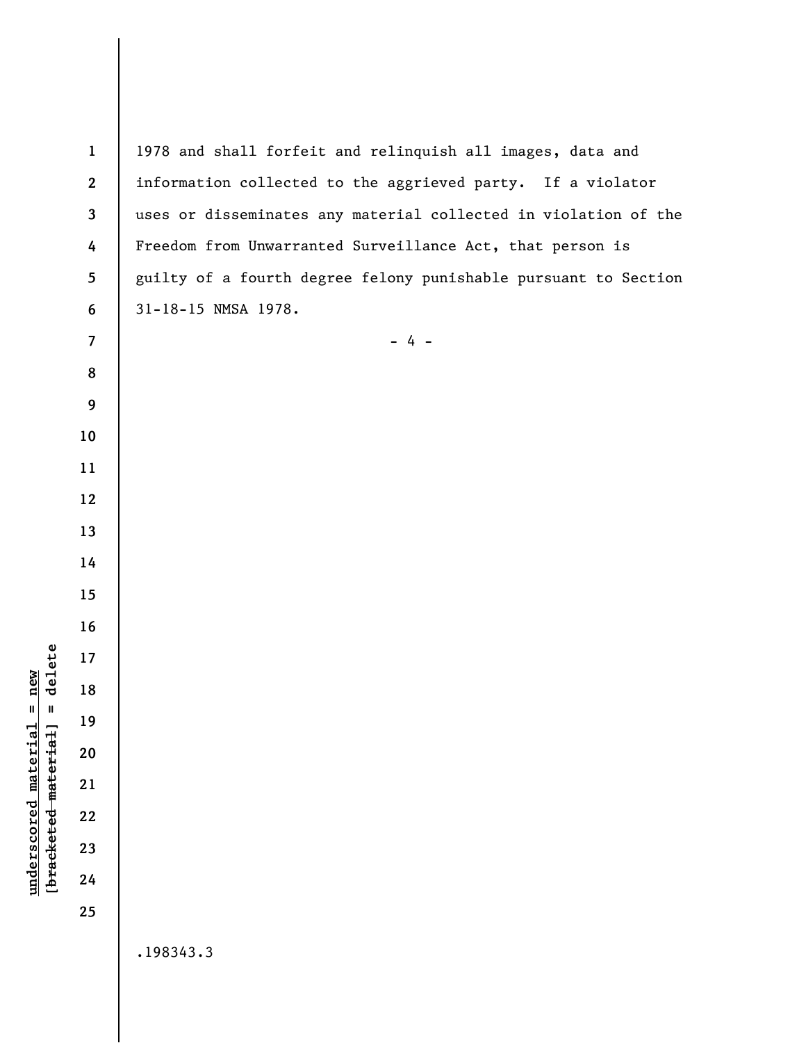1978 and shall forfeit and relinquish all images, data and information collected to the aggrieved party. If a violator uses or disseminates any material collected in violation of the Freedom from Unwarranted Surveillance Act, that person is guilty of a fourth degree felony punishable pursuant to Section 31-18-15 NMSA 1978.

.198343.3